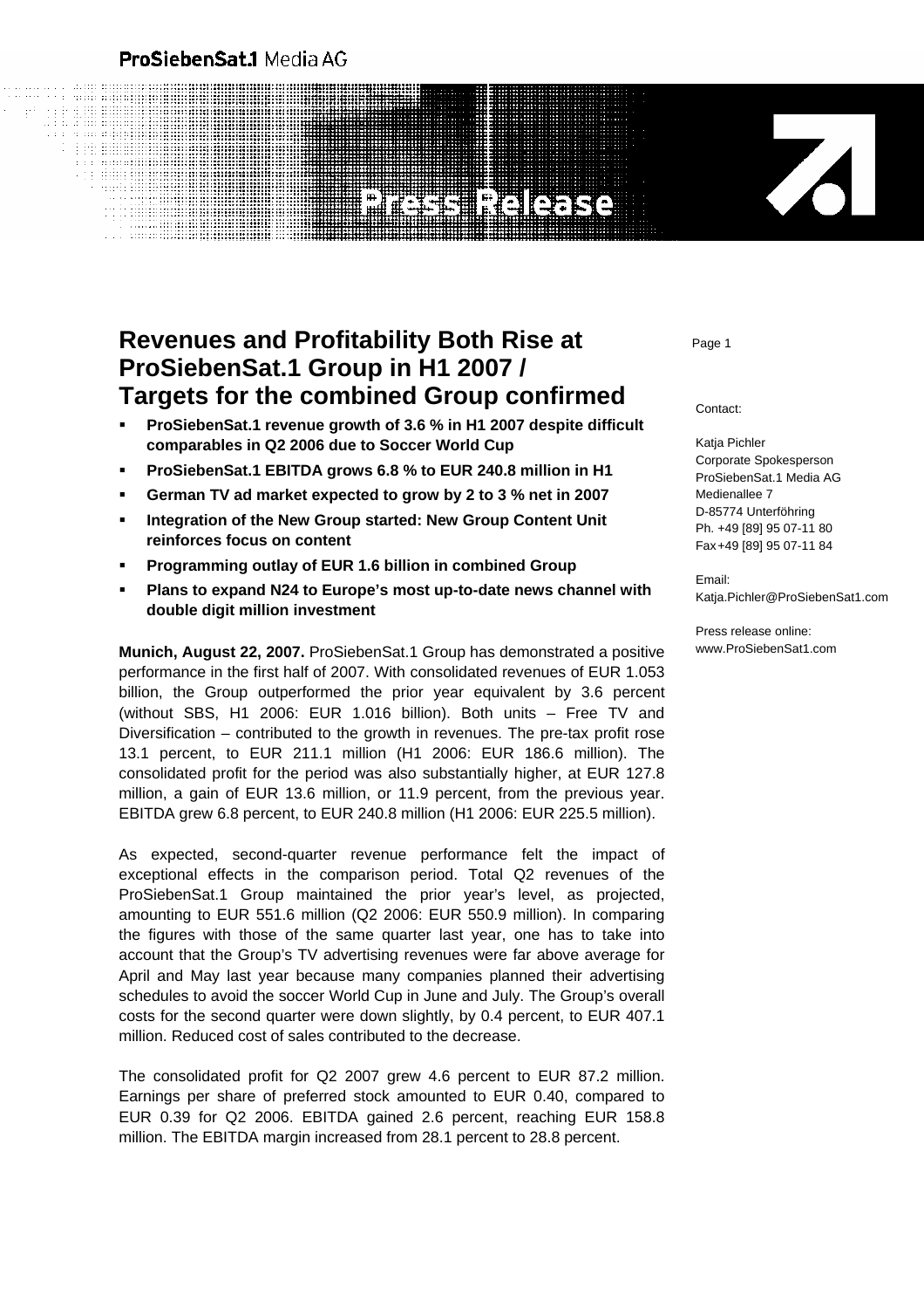ProSiebenSat.1 Media AG

Press Release

# Revenues and Profitability Both Rise at ProSiebenSat.1 Group in H1 2007 / Targets for the combined Group confirmed

- **ProSiebenSat.1 revenue growth of 3.6 % in H1 2007 despite difficult comparables in Q2 2006 due to Soccer World Cup**
- **ProSiebenSat.1 EBITDA grows 6.8 % to EUR 240.8 million in H1**
- **German TV ad market expected to grow by 2 to 3 % net in 2007**
- **Integration of the New Group started: New Group Content Unit reinforces focus on content**
- **Programming outlay of EUR 1.6 billion in combined Group**
- **Plans to expand N24 to Europe's most up-to-date news channel with double digit million investment**

Contact:

Katja Pichler
Corporate Spokesperson
ProSiebenSat.1 Media AG
Medienallee 7
D-85774 Unterföhring
Ph. +49 [89] 95 07-11 80
Fax +49 [89] 95 07-11 84

Email:
Katja.Pichler@ProSiebenSat1.com

Press release online:
www.ProSiebenSat1.com

**Munich, August 22, 2007.** ProSiebenSat.1 Group has demonstrated a positive performance in the first half of 2007. With consolidated revenues of EUR 1.053 billion, the Group outperformed the prior year equivalent by 3.6 percent (without SBS, H1 2006: EUR 1.016 billion). Both units – Free TV and Diversification – contributed to the growth in revenues. The pre-tax profit rose 13.1 percent, to EUR 211.1 million (H1 2006: EUR 186.6 million). The consolidated profit for the period was also substantially higher, at EUR 127.8 million, a gain of EUR 13.6 million, or 11.9 percent, from the previous year. EBITDA grew 6.8 percent, to EUR 240.8 million (H1 2006: EUR 225.5 million).

As expected, second-quarter revenue performance felt the impact of exceptional effects in the comparison period. Total Q2 revenues of the ProSiebenSat.1 Group maintained the prior year's level, as projected, amounting to EUR 551.6 million (Q2 2006: EUR 550.9 million). In comparing the figures with those of the same quarter last year, one has to take into account that the Group's TV advertising revenues were far above average for April and May last year because many companies planned their advertising schedules to avoid the soccer World Cup in June and July. The Group's overall costs for the second quarter were down slightly, by 0.4 percent, to EUR 407.1 million. Reduced cost of sales contributed to the decrease.

The consolidated profit for Q2 2007 grew 4.6 percent to EUR 87.2 million. Earnings per share of preferred stock amounted to EUR 0.40, compared to EUR 0.39 for Q2 2006. EBITDA gained 2.6 percent, reaching EUR 158.8 million. The EBITDA margin increased from 28.1 percent to 28.8 percent.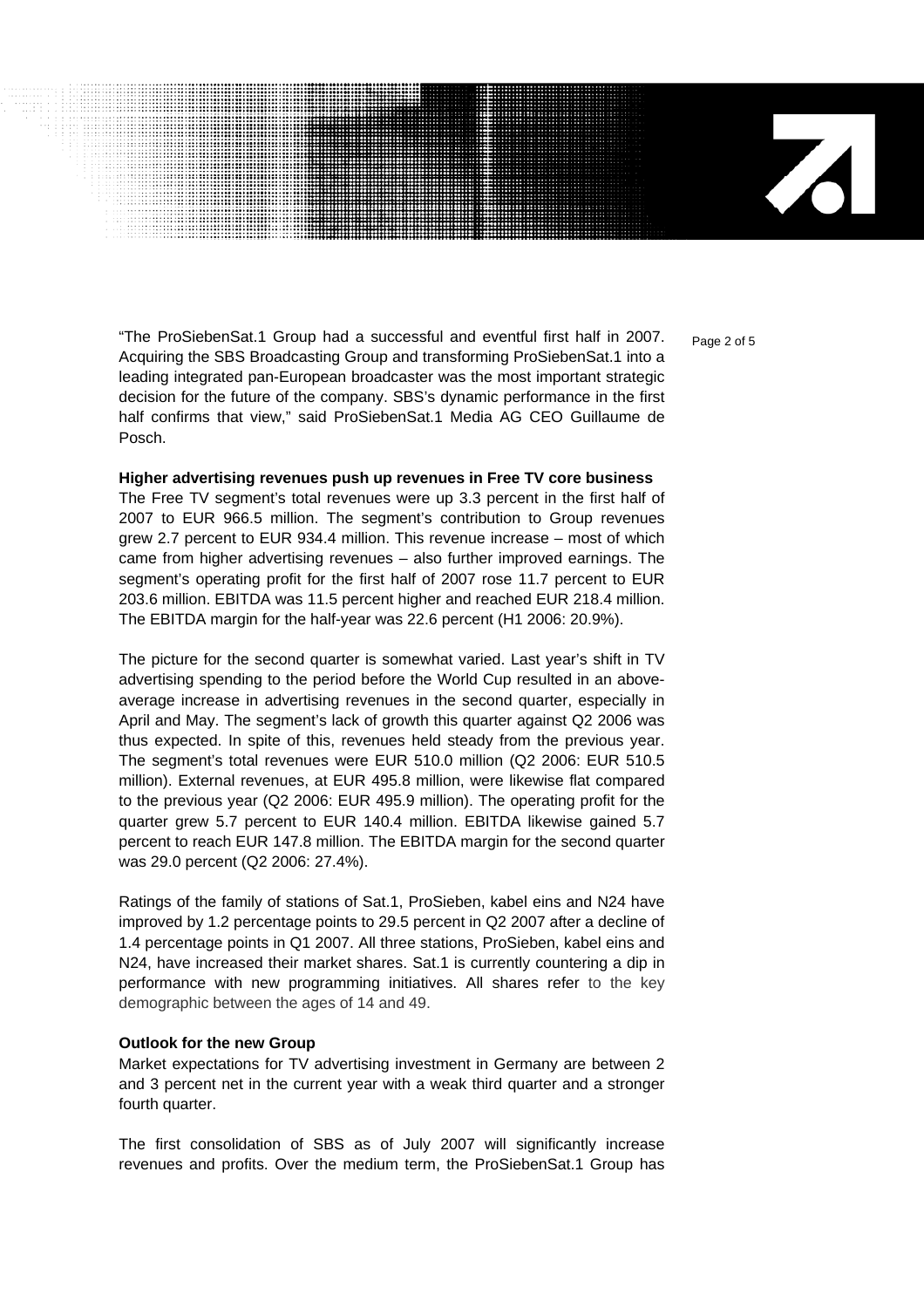"The ProSiebenSat.1 Group had a successful and eventful first half in 2007. Acquiring the SBS Broadcasting Group and transforming ProSiebenSat.1 into a leading integrated pan-European broadcaster was the most important strategic decision for the future of the company. SBS's dynamic performance in the first half confirms that view," said ProSiebenSat.1 Media AG CEO Guillaume de Posch.

**Higher advertising revenues push up revenues in Free TV core business**

The Free TV segment's total revenues were up 3.3 percent in the first half of 2007 to EUR 966.5 million. The segment's contribution to Group revenues grew 2.7 percent to EUR 934.4 million. This revenue increase – most of which came from higher advertising revenues – also further improved earnings. The segment's operating profit for the first half of 2007 rose 11.7 percent to EUR 203.6 million. EBITDA was 11.5 percent higher and reached EUR 218.4 million. The EBITDA margin for the half-year was 22.6 percent (H1 2006: 20.9%).

The picture for the second quarter is somewhat varied. Last year's shift in TV advertising spending to the period before the World Cup resulted in an above-average increase in advertising revenues in the second quarter, especially in April and May. The segment's lack of growth this quarter against Q2 2006 was thus expected. In spite of this, revenues held steady from the previous year. The segment's total revenues were EUR 510.0 million (Q2 2006: EUR 510.5 million). External revenues, at EUR 495.8 million, were likewise flat compared to the previous year (Q2 2006: EUR 495.9 million). The operating profit for the quarter grew 5.7 percent to EUR 140.4 million. EBITDA likewise gained 5.7 percent to reach EUR 147.8 million. The EBITDA margin for the second quarter was 29.0 percent (Q2 2006: 27.4%).

Ratings of the family of stations of Sat.1, ProSieben, kabel eins and N24 have improved by 1.2 percentage points to 29.5 percent in Q2 2007 after a decline of 1.4 percentage points in Q1 2007. All three stations, ProSieben, kabel eins and N24, have increased their market shares. Sat.1 is currently countering a dip in performance with new programming initiatives. All shares refer to the key demographic between the ages of 14 and 49.

**Outlook for the new Group**

Market expectations for TV advertising investment in Germany are between 2 and 3 percent net in the current year with a weak third quarter and a stronger fourth quarter.

The first consolidation of SBS as of July 2007 will significantly increase revenues and profits. Over the medium term, the ProSiebenSat.1 Group has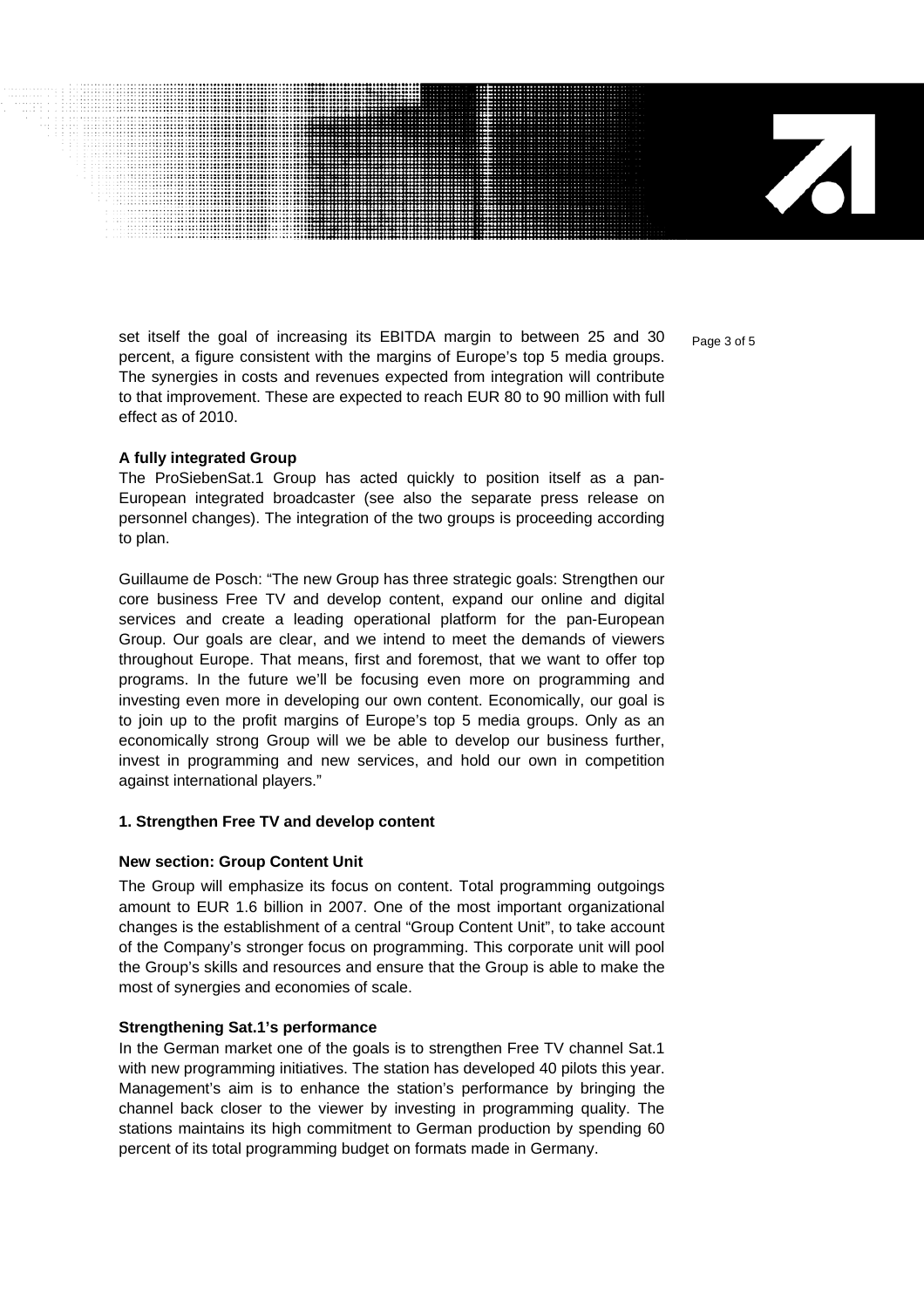set itself the goal of increasing its EBITDA margin to between 25 and 30 percent, a figure consistent with the margins of Europe's top 5 media groups. The synergies in costs and revenues expected from integration will contribute to that improvement. These are expected to reach EUR 80 to 90 million with full effect as of 2010.

**A fully integrated Group**

The ProSiebenSat.1 Group has acted quickly to position itself as a pan-European integrated broadcaster (see also the separate press release on personnel changes). The integration of the two groups is proceeding according to plan.

Guillaume de Posch: "The new Group has three strategic goals: Strengthen our core business Free TV and develop content, expand our online and digital services and create a leading operational platform for the pan-European Group. Our goals are clear, and we intend to meet the demands of viewers throughout Europe. That means, first and foremost, that we want to offer top programs. In the future we'll be focusing even more on programming and investing even more in developing our own content. Economically, our goal is to join up to the profit margins of Europe's top 5 media groups. Only as an economically strong Group will we be able to develop our business further, invest in programming and new services, and hold our own in competition against international players."

**1. Strengthen Free TV and develop content**

**New section: Group Content Unit**

The Group will emphasize its focus on content. Total programming outgoings amount to EUR 1.6 billion in 2007. One of the most important organizational changes is the establishment of a central "Group Content Unit", to take account of the Company's stronger focus on programming. This corporate unit will pool the Group's skills and resources and ensure that the Group is able to make the most of synergies and economies of scale.

**Strengthening Sat.1's performance**

In the German market one of the goals is to strengthen Free TV channel Sat.1 with new programming initiatives. The station has developed 40 pilots this year. Management's aim is to enhance the station's performance by bringing the channel back closer to the viewer by investing in programming quality. The stations maintains its high commitment to German production by spending 60 percent of its total programming budget on formats made in Germany.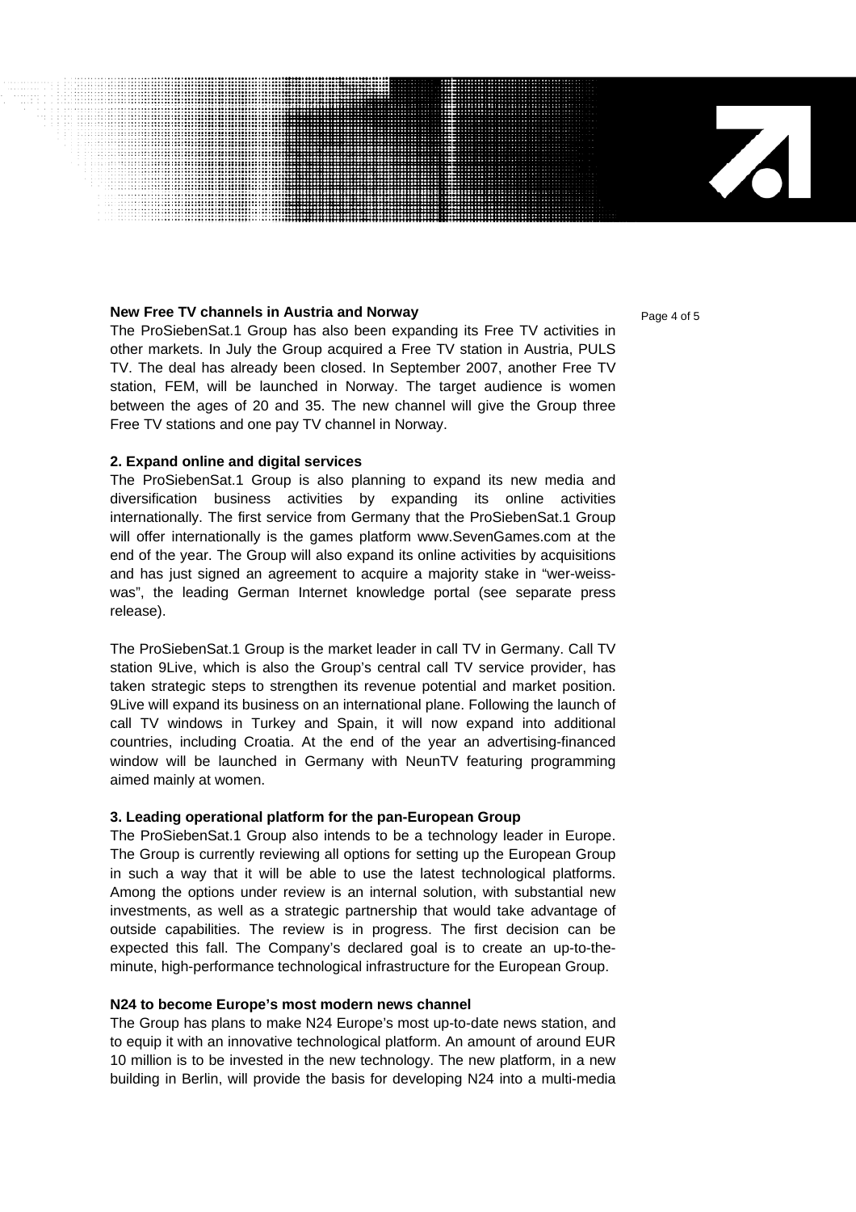**New Free TV channels in Austria and Norway**

The ProSiebenSat.1 Group has also been expanding its Free TV activities in other markets. In July the Group acquired a Free TV station in Austria, PULS TV. The deal has already been closed. In September 2007, another Free TV station, FEM, will be launched in Norway. The target audience is women between the ages of 20 and 35. The new channel will give the Group three Free TV stations and one pay TV channel in Norway.

**2. Expand online and digital services**

The ProSiebenSat.1 Group is also planning to expand its new media and diversification business activities by expanding its online activities internationally. The first service from Germany that the ProSiebenSat.1 Group will offer internationally is the games platform www.SevenGames.com at the end of the year. The Group will also expand its online activities by acquisitions and has just signed an agreement to acquire a majority stake in "wer-weiss-was", the leading German Internet knowledge portal (see separate press release).

The ProSiebenSat.1 Group is the market leader in call TV in Germany. Call TV station 9Live, which is also the Group's central call TV service provider, has taken strategic steps to strengthen its revenue potential and market position. 9Live will expand its business on an international plane. Following the launch of call TV windows in Turkey and Spain, it will now expand into additional countries, including Croatia. At the end of the year an advertising-financed window will be launched in Germany with NeunTV featuring programming aimed mainly at women.

**3. Leading operational platform for the pan-European Group**

The ProSiebenSat.1 Group also intends to be a technology leader in Europe. The Group is currently reviewing all options for setting up the European Group in such a way that it will be able to use the latest technological platforms. Among the options under review is an internal solution, with substantial new investments, as well as a strategic partnership that would take advantage of outside capabilities. The review is in progress. The first decision can be expected this fall. The Company's declared goal is to create an up-to-the-minute, high-performance technological infrastructure for the European Group.

**N24 to become Europe's most modern news channel**

The Group has plans to make N24 Europe's most up-to-date news station, and to equip it with an innovative technological platform. An amount of around EUR 10 million is to be invested in the new technology. The new platform, in a new building in Berlin, will provide the basis for developing N24 into a multi-media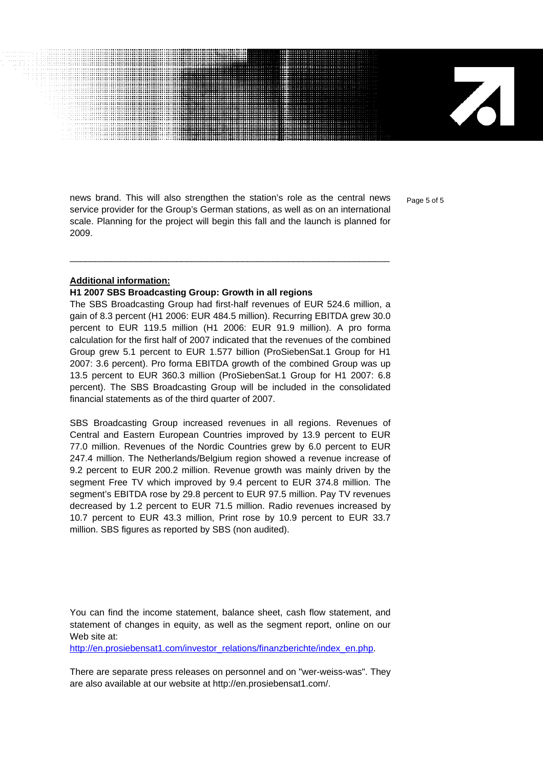news brand. This will also strengthen the station's role as the central news service provider for the Group's German stations, as well as on an international scale. Planning for the project will begin this fall and the launch is planned for 2009.

---

**Additional information:**

**H1 2007 SBS Broadcasting Group: Growth in all regions**

The SBS Broadcasting Group had first-half revenues of EUR 524.6 million, a gain of 8.3 percent (H1 2006: EUR 484.5 million). Recurring EBITDA grew 30.0 percent to EUR 119.5 million (H1 2006: EUR 91.9 million). A pro forma calculation for the first half of 2007 indicated that the revenues of the combined Group grew 5.1 percent to EUR 1.577 billion (ProSiebenSat.1 Group for H1 2007: 3.6 percent). Pro forma EBITDA growth of the combined Group was up 13.5 percent to EUR 360.3 million (ProSiebenSat.1 Group for H1 2007: 6.8 percent). The SBS Broadcasting Group will be included in the consolidated financial statements as of the third quarter of 2007.

SBS Broadcasting Group increased revenues in all regions. Revenues of Central and Eastern European Countries improved by 13.9 percent to EUR 77.0 million. Revenues of the Nordic Countries grew by 6.0 percent to EUR 247.4 million. The Netherlands/Belgium region showed a revenue increase of 9.2 percent to EUR 200.2 million. Revenue growth was mainly driven by the segment Free TV which improved by 9.4 percent to EUR 374.8 million. The segment's EBITDA rose by 29.8 percent to EUR 97.5 million. Pay TV revenues decreased by 1.2 percent to EUR 71.5 million. Radio revenues increased by 10.7 percent to EUR 43.3 million, Print rose by 10.9 percent to EUR 33.7 million. SBS figures as reported by SBS (non audited).

You can find the income statement, balance sheet, cash flow statement, and statement of changes in equity, as well as the segment report, online on our Web site at:
http://en.prosiebensat1.com/investor_relations/finanzberichte/index_en.php.

There are separate press releases on personnel and on "wer-weiss-was". They are also available at our website at http://en.prosiebensat1.com/.